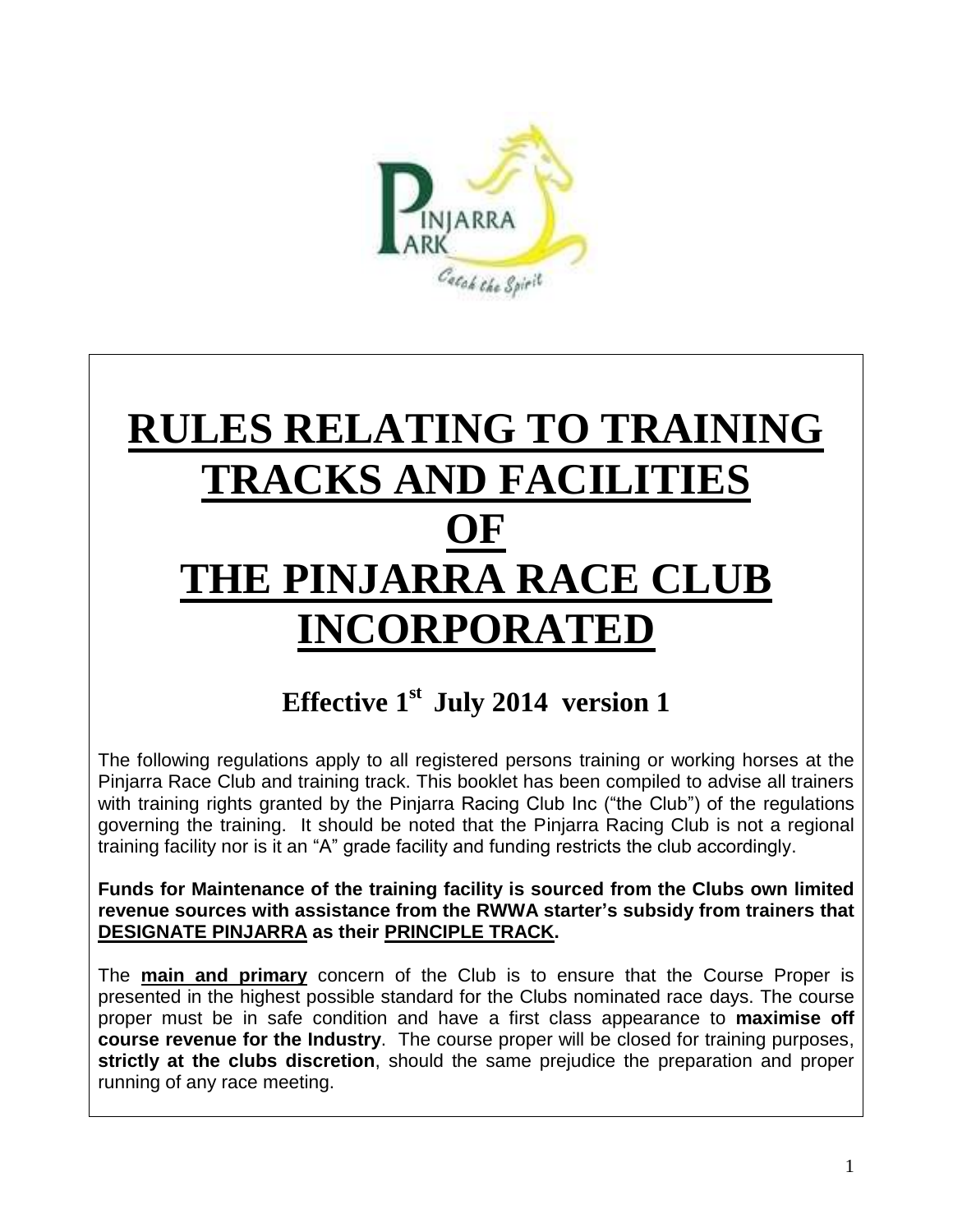# RULES RELATING TO TRAINING TRACKS AND FACILITIES OF THE PINJARRA RACE CLUB INCORPORATED

## Effective 1st July 2014 version 1

The following regulations apply to all registered persons training or working horses at the Pinjarra Race Club and training track. This booklet has been compiled to advise all trainers with training rights granted by the Pinjarra Racing Club Inc ("the Club") of the regulations governing the training. It should be noted that the Pinjarra Racing Club is not a regional training facility nor is it an "A" grade facility and funding restricts the club accordingly.

**Funds for Maintenance of the training facility is sourced from the Clubs own limited revenue sources with assistance from the RWWA starter's subsidy from trainers that DESIGNATE PINJARRA as their PRINCIPLE TRACK.**

The **main and primary** concern of the Club is to ensure that the Course Proper is presented in the highest possible standard for the Clubs nominated race days. The course proper must be in safe condition and have a first class appearance to **maximise off course revenue for the Industry**. The course proper will be closed for training purposes, **strictly at the clubs discretion**, should the same prejudice the preparation and proper running of any race meeting.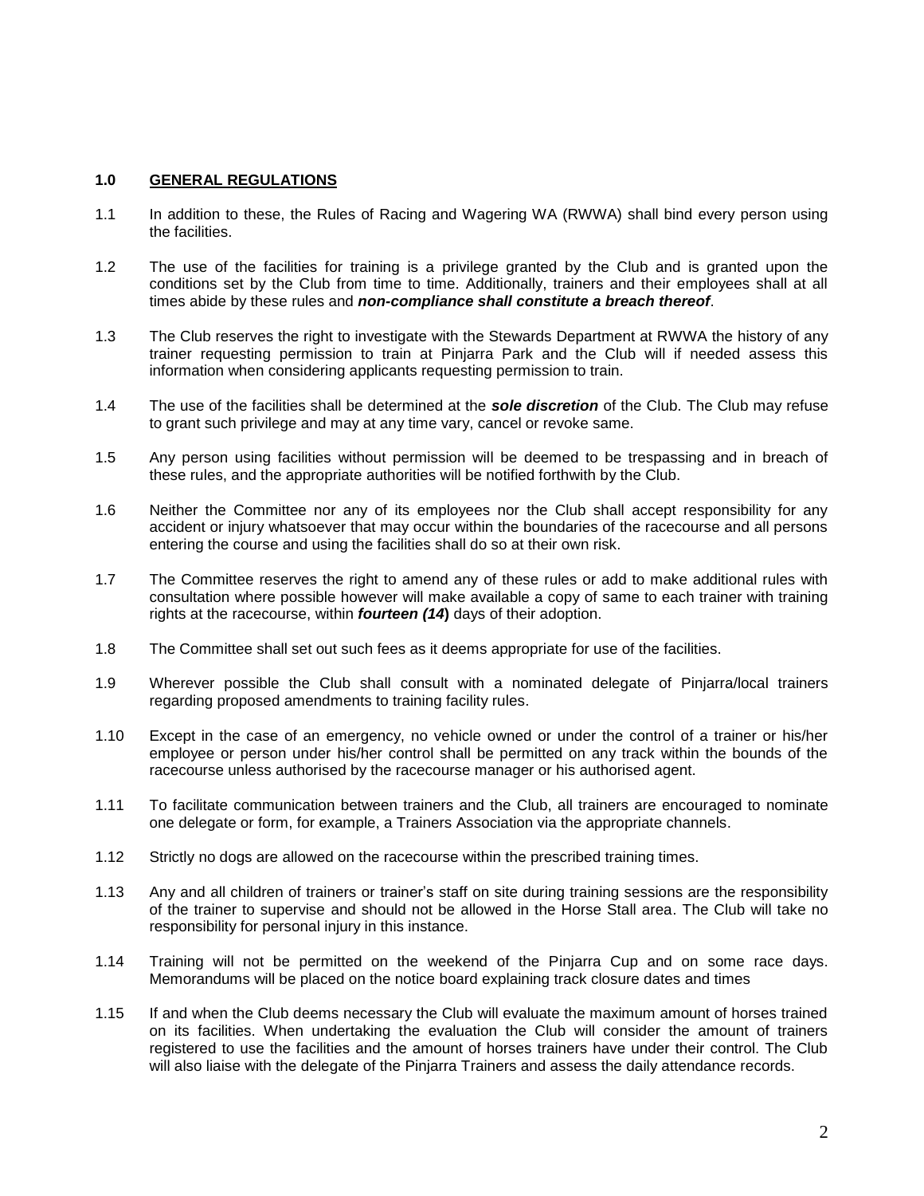## 1.0 **GENERAL REGULATIONS**

1.1 In addition to these, the Rules of Racing and Wagering WA (RWWA) shall bind every person using the facilities.

1.2 The use of the facilities for training is a privilege granted by the Club and is granted upon the conditions set by the Club from time to time. Additionally, trainers and their employees shall at all times abide by these rules and ***non-compliance shall constitute a breach thereof***.

1.3 The Club reserves the right to investigate with the Stewards Department at RWWA the history of any trainer requesting permission to train at Pinjarra Park and the Club will if needed assess this information when considering applicants requesting permission to train.

1.4 The use of the facilities shall be determined at the ***sole discretion*** of the Club. The Club may refuse to grant such privilege and may at any time vary, cancel or revoke same.

1.5 Any person using facilities without permission will be deemed to be trespassing and in breach of these rules, and the appropriate authorities will be notified forthwith by the Club.

1.6 Neither the Committee nor any of its employees nor the Club shall accept responsibility for any accident or injury whatsoever that may occur within the boundaries of the racecourse and all persons entering the course and using the facilities shall do so at their own risk.

1.7 The Committee reserves the right to amend any of these rules or add to make additional rules with consultation where possible however will make available a copy of same to each trainer with training rights at the racecourse, within ***fourteen (14)*** days of their adoption.

1.8 The Committee shall set out such fees as it deems appropriate for use of the facilities.

1.9 Wherever possible the Club shall consult with a nominated delegate of Pinjarra/local trainers regarding proposed amendments to training facility rules.

1.10 Except in the case of an emergency, no vehicle owned or under the control of a trainer or his/her employee or person under his/her control shall be permitted on any track within the bounds of the racecourse unless authorised by the racecourse manager or his authorised agent.

1.11 To facilitate communication between trainers and the Club, all trainers are encouraged to nominate one delegate or form, for example, a Trainers Association via the appropriate channels.

1.12 Strictly no dogs are allowed on the racecourse within the prescribed training times.

1.13 Any and all children of trainers or trainer's staff on site during training sessions are the responsibility of the trainer to supervise and should not be allowed in the Horse Stall area. The Club will take no responsibility for personal injury in this instance.

1.14 Training will not be permitted on the weekend of the Pinjarra Cup and on some race days. Memorandums will be placed on the notice board explaining track closure dates and times

1.15 If and when the Club deems necessary the Club will evaluate the maximum amount of horses trained on its facilities. When undertaking the evaluation the Club will consider the amount of trainers registered to use the facilities and the amount of horses trainers have under their control. The Club will also liaise with the delegate of the Pinjarra Trainers and assess the daily attendance records.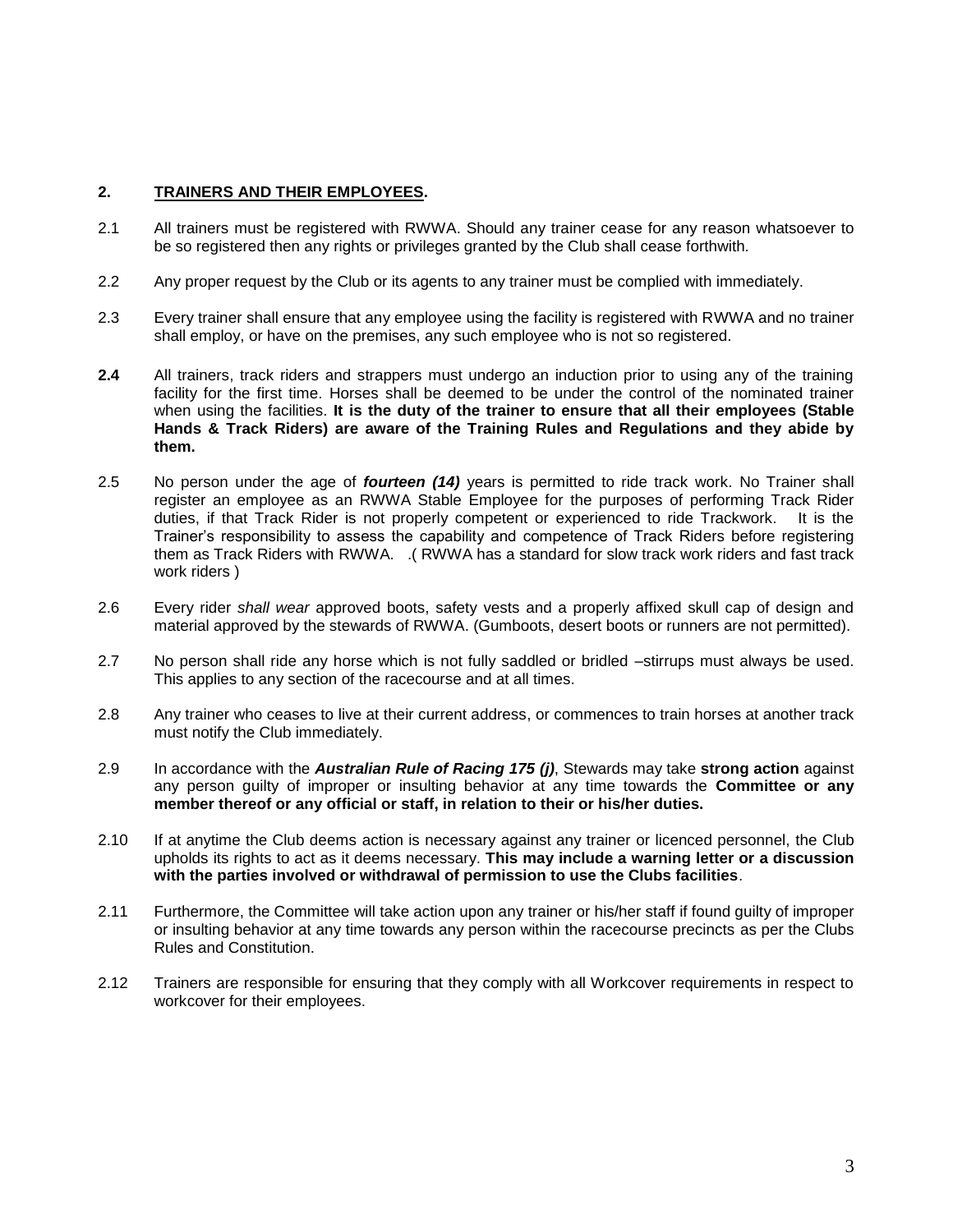## 2. TRAINERS AND THEIR EMPLOYEES.

2.1 All trainers must be registered with RWWA. Should any trainer cease for any reason whatsoever to be so registered then any rights or privileges granted by the Club shall cease forthwith.

2.2 Any proper request by the Club or its agents to any trainer must be complied with immediately.

2.3 Every trainer shall ensure that any employee using the facility is registered with RWWA and no trainer shall employ, or have on the premises, any such employee who is not so registered.

**2.4** All trainers, track riders and strappers must undergo an induction prior to using any of the training facility for the first time. Horses shall be deemed to be under the control of the nominated trainer when using the facilities. **It is the duty of the trainer to ensure that all their employees (Stable Hands & Track Riders) are aware of the Training Rules and Regulations and they abide by them.**

2.5 No person under the age of ***fourteen (14)*** years is permitted to ride track work. No Trainer shall register an employee as an RWWA Stable Employee for the purposes of performing Track Rider duties, if that Track Rider is not properly competent or experienced to ride Trackwork. It is the Trainer's responsibility to assess the capability and competence of Track Riders before registering them as Track Riders with RWWA. .( RWWA has a standard for slow track work riders and fast track work riders )

2.6 Every rider *shall wear* approved boots, safety vests and a properly affixed skull cap of design and material approved by the stewards of RWWA. (Gumboots, desert boots or runners are not permitted).

2.7 No person shall ride any horse which is not fully saddled or bridled –stirrups must always be used. This applies to any section of the racecourse and at all times.

2.8 Any trainer who ceases to live at their current address, or commences to train horses at another track must notify the Club immediately.

2.9 In accordance with the ***Australian Rule of Racing 175 (j)***, Stewards may take **strong action** against any person guilty of improper or insulting behavior at any time towards the **Committee or any member thereof or any official or staff, in relation to their or his/her duties.**

2.10 If at anytime the Club deems action is necessary against any trainer or licenced personnel, the Club upholds its rights to act as it deems necessary. **This may include a warning letter or a discussion with the parties involved or withdrawal of permission to use the Clubs facilities**.

2.11 Furthermore, the Committee will take action upon any trainer or his/her staff if found guilty of improper or insulting behavior at any time towards any person within the racecourse precincts as per the Clubs Rules and Constitution.

2.12 Trainers are responsible for ensuring that they comply with all Workcover requirements in respect to workcover for their employees.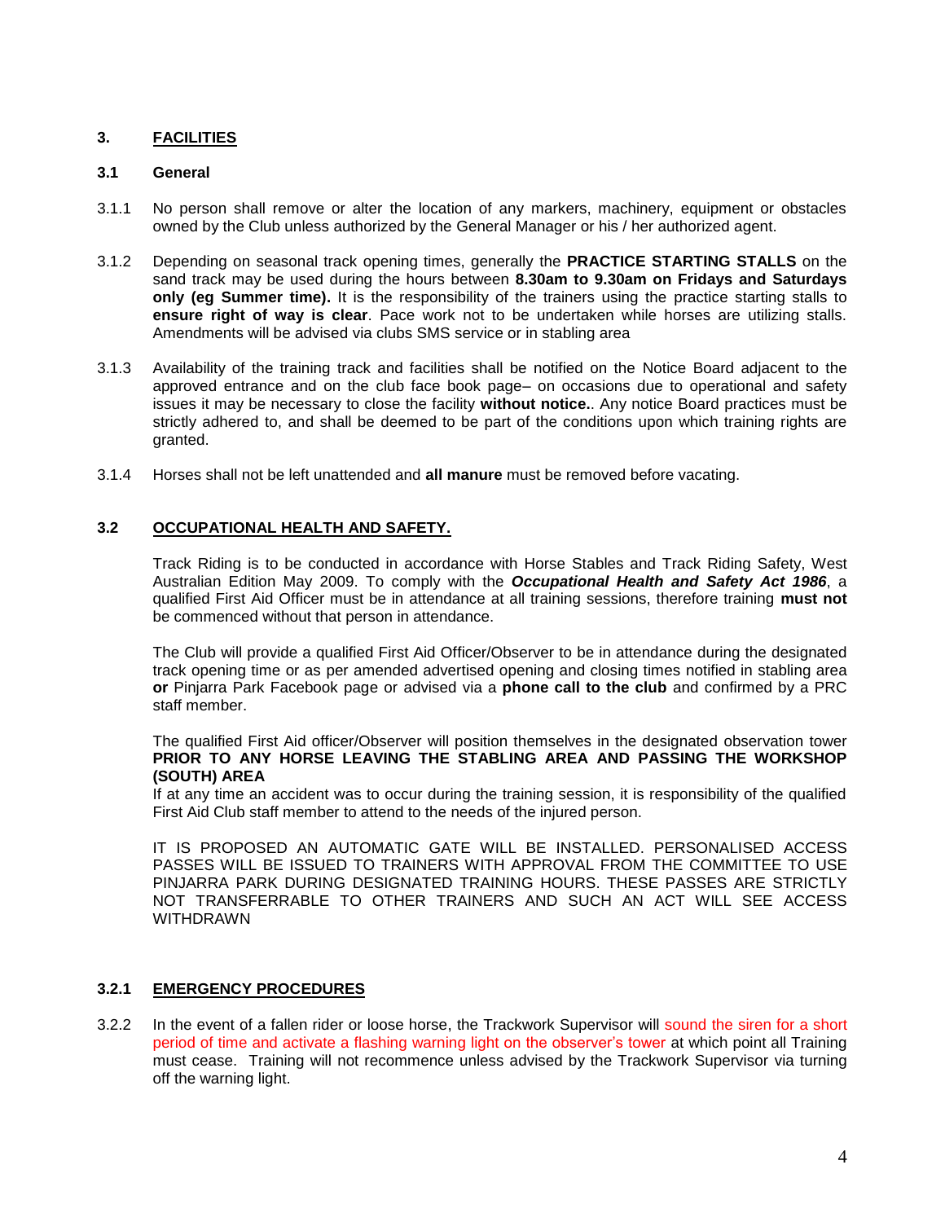## 3. FACILITIES

### 3.1 General

3.1.1 No person shall remove or alter the location of any markers, machinery, equipment or obstacles owned by the Club unless authorized by the General Manager or his / her authorized agent.

3.1.2 Depending on seasonal track opening times, generally the **PRACTICE STARTING STALLS** on the sand track may be used during the hours between **8.30am to 9.30am on Fridays and Saturdays only (eg Summer time).** It is the responsibility of the trainers using the practice starting stalls to **ensure right of way is clear**. Pace work not to be undertaken while horses are utilizing stalls. Amendments will be advised via clubs SMS service or in stabling area

3.1.3 Availability of the training track and facilities shall be notified on the Notice Board adjacent to the approved entrance and on the club face book page– on occasions due to operational and safety issues it may be necessary to close the facility **without notice.**. Any notice Board practices must be strictly adhered to, and shall be deemed to be part of the conditions upon which training rights are granted.

3.1.4 Horses shall not be left unattended and **all manure** must be removed before vacating.

### 3.2 OCCUPATIONAL HEALTH AND SAFETY.

Track Riding is to be conducted in accordance with Horse Stables and Track Riding Safety, West Australian Edition May 2009. To comply with the ***Occupational Health and Safety Act 1986***, a qualified First Aid Officer must be in attendance at all training sessions, therefore training **must not** be commenced without that person in attendance.

The Club will provide a qualified First Aid Officer/Observer to be in attendance during the designated track opening time or as per amended advertised opening and closing times notified in stabling area **or** Pinjarra Park Facebook page or advised via a **phone call to the club** and confirmed by a PRC staff member.

The qualified First Aid officer/Observer will position themselves in the designated observation tower **PRIOR TO ANY HORSE LEAVING THE STABLING AREA AND PASSING THE WORKSHOP (SOUTH) AREA**

If at any time an accident was to occur during the training session, it is responsibility of the qualified First Aid Club staff member to attend to the needs of the injured person.

IT IS PROPOSED AN AUTOMATIC GATE WILL BE INSTALLED. PERSONALISED ACCESS PASSES WILL BE ISSUED TO TRAINERS WITH APPROVAL FROM THE COMMITTEE TO USE PINJARRA PARK DURING DESIGNATED TRAINING HOURS. THESE PASSES ARE STRICTLY NOT TRANSFERRABLE TO OTHER TRAINERS AND SUCH AN ACT WILL SEE ACCESS WITHDRAWN

#### 3.2.1 EMERGENCY PROCEDURES

3.2.2 In the event of a fallen rider or loose horse, the Trackwork Supervisor will sound the siren for a short period of time and activate a flashing warning light on the observer's tower at which point all Training must cease. Training will not recommence unless advised by the Trackwork Supervisor via turning off the warning light.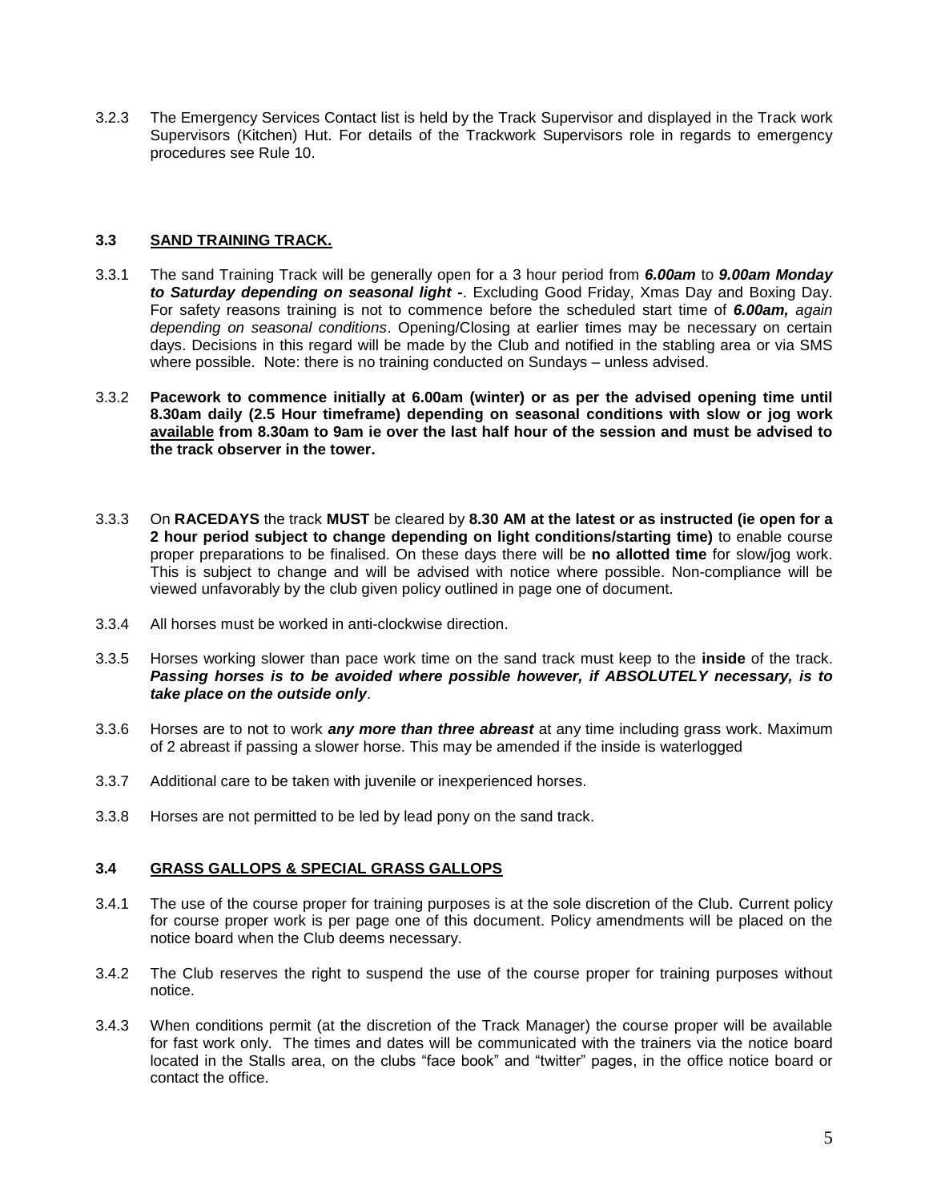3.2.3 The Emergency Services Contact list is held by the Track Supervisor and displayed in the Track work Supervisors (Kitchen) Hut. For details of the Trackwork Supervisors role in regards to emergency procedures see Rule 10.

### 3.3 SAND TRAINING TRACK.

3.3.1 The sand Training Track will be generally open for a 3 hour period from ***6.00am*** to ***9.00am Monday to Saturday depending on seasonal light -***. Excluding Good Friday, Xmas Day and Boxing Day. For safety reasons training is not to commence before the scheduled start time of ***6.00am,*** *again depending on seasonal conditions*. Opening/Closing at earlier times may be necessary on certain days. Decisions in this regard will be made by the Club and notified in the stabling area or via SMS where possible. Note: there is no training conducted on Sundays – unless advised.

3.3.2 **Pacework to commence initially at 6.00am (winter) or as per the advised opening time until 8.30am daily (2.5 Hour timeframe) depending on seasonal conditions with slow or jog work available from 8.30am to 9am ie over the last half hour of the session and must be advised to the track observer in the tower.**

3.3.3 On **RACEDAYS** the track **MUST** be cleared by **8.30 AM at the latest or as instructed (ie open for a 2 hour period subject to change depending on light conditions/starting time)** to enable course proper preparations to be finalised. On these days there will be **no allotted time** for slow/jog work. This is subject to change and will be advised with notice where possible. Non-compliance will be viewed unfavorably by the club given policy outlined in page one of document.

3.3.4 All horses must be worked in anti-clockwise direction.

3.3.5 Horses working slower than pace work time on the sand track must keep to the **inside** of the track. ***Passing horses is to be avoided where possible however, if ABSOLUTELY necessary, is to take place on the outside only***.

3.3.6 Horses are to not to work ***any more than three abreast*** at any time including grass work. Maximum of 2 abreast if passing a slower horse. This may be amended if the inside is waterlogged

3.3.7 Additional care to be taken with juvenile or inexperienced horses.

3.3.8 Horses are not permitted to be led by lead pony on the sand track.

### 3.4 GRASS GALLOPS & SPECIAL GRASS GALLOPS

3.4.1 The use of the course proper for training purposes is at the sole discretion of the Club. Current policy for course proper work is per page one of this document. Policy amendments will be placed on the notice board when the Club deems necessary.

3.4.2 The Club reserves the right to suspend the use of the course proper for training purposes without notice.

3.4.3 When conditions permit (at the discretion of the Track Manager) the course proper will be available for fast work only. The times and dates will be communicated with the trainers via the notice board located in the Stalls area, on the clubs “face book” and “twitter” pages, in the office notice board or contact the office.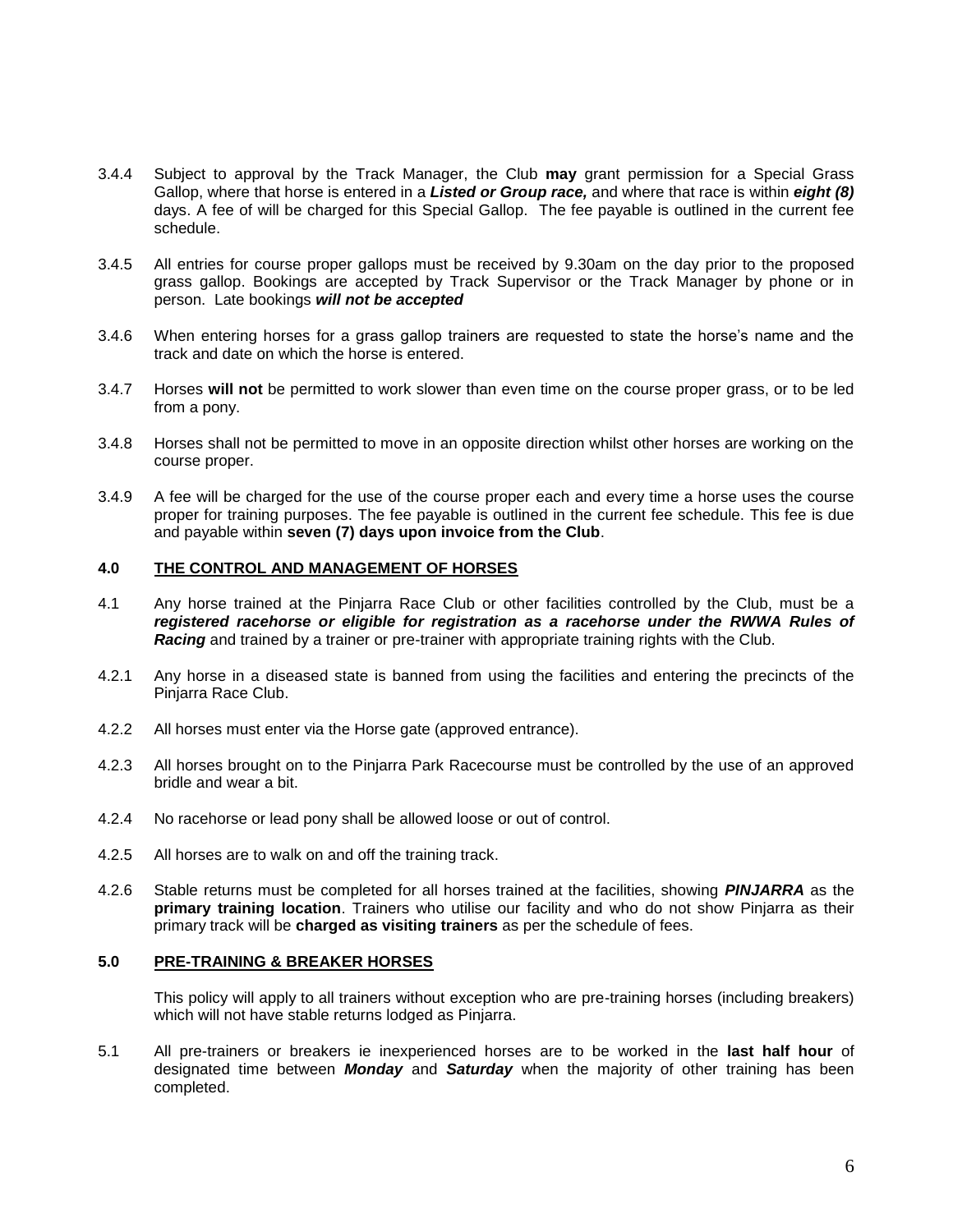3.4.4 Subject to approval by the Track Manager, the Club **may** grant permission for a Special Grass Gallop, where that horse is entered in a ***Listed or Group race,*** and where that race is within ***eight (8)*** days. A fee of will be charged for this Special Gallop. The fee payable is outlined in the current fee schedule.

3.4.5 All entries for course proper gallops must be received by 9.30am on the day prior to the proposed grass gallop. Bookings are accepted by Track Supervisor or the Track Manager by phone or in person. Late bookings ***will not be accepted***

3.4.6 When entering horses for a grass gallop trainers are requested to state the horse's name and the track and date on which the horse is entered.

3.4.7 Horses **will not** be permitted to work slower than even time on the course proper grass, or to be led from a pony.

3.4.8 Horses shall not be permitted to move in an opposite direction whilst other horses are working on the course proper.

3.4.9 A fee will be charged for the use of the course proper each and every time a horse uses the course proper for training purposes. The fee payable is outlined in the current fee schedule. This fee is due and payable within **seven (7) days upon invoice from the Club**.

## 4.0 THE CONTROL AND MANAGEMENT OF HORSES

4.1 Any horse trained at the Pinjarra Race Club or other facilities controlled by the Club, must be a ***registered racehorse or eligible for registration as a racehorse under the RWWA Rules of Racing*** and trained by a trainer or pre-trainer with appropriate training rights with the Club.

4.2.1 Any horse in a diseased state is banned from using the facilities and entering the precincts of the Pinjarra Race Club.

4.2.2 All horses must enter via the Horse gate (approved entrance).

4.2.3 All horses brought on to the Pinjarra Park Racecourse must be controlled by the use of an approved bridle and wear a bit.

4.2.4 No racehorse or lead pony shall be allowed loose or out of control.

4.2.5 All horses are to walk on and off the training track.

4.2.6 Stable returns must be completed for all horses trained at the facilities, showing ***PINJARRA*** as the **primary training location**. Trainers who utilise our facility and who do not show Pinjarra as their primary track will be **charged as visiting trainers** as per the schedule of fees.

## 5.0 PRE-TRAINING & BREAKER HORSES

This policy will apply to all trainers without exception who are pre-training horses (including breakers) which will not have stable returns lodged as Pinjarra.

5.1 All pre-trainers or breakers ie inexperienced horses are to be worked in the **last half hour** of designated time between ***Monday*** and ***Saturday*** when the majority of other training has been completed.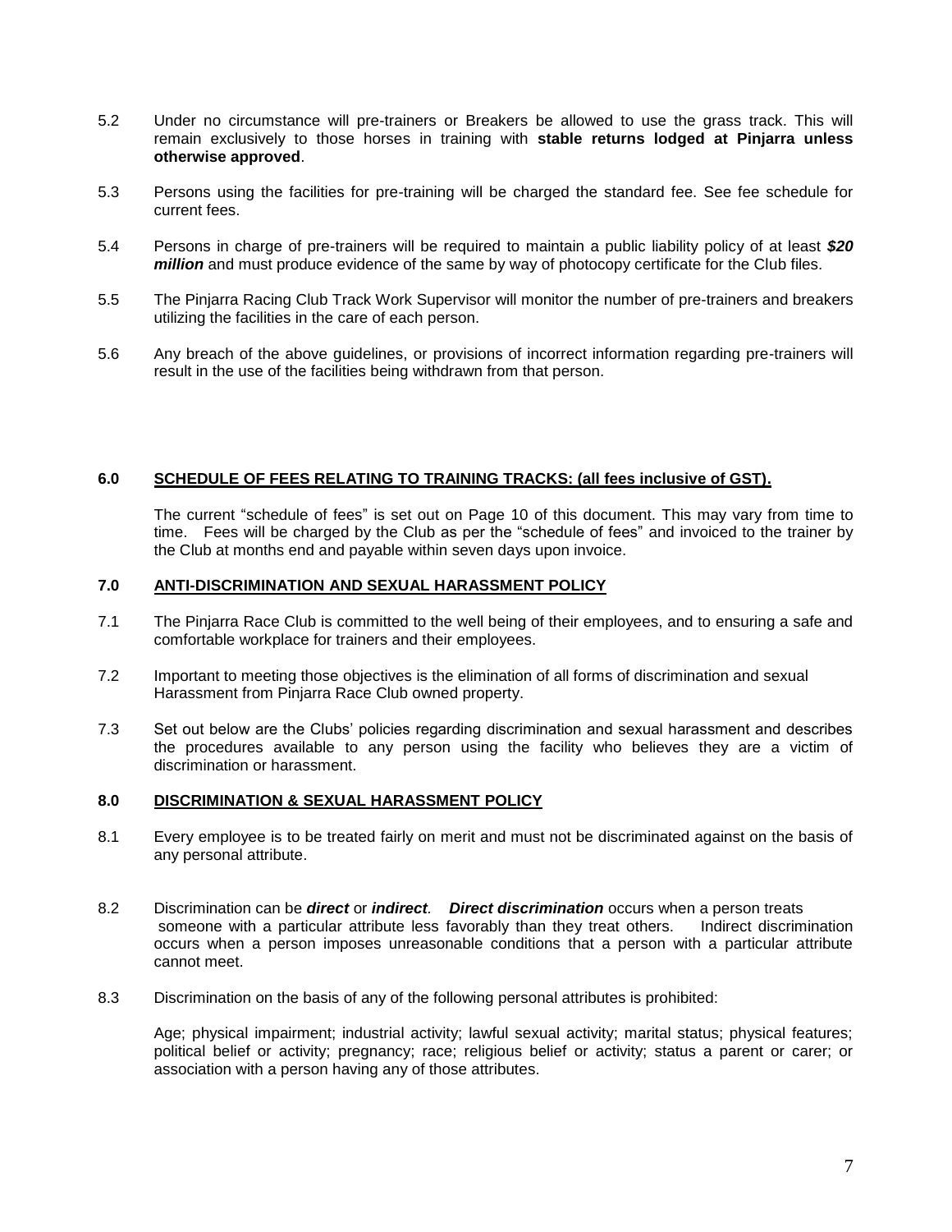5.2 Under no circumstance will pre-trainers or Breakers be allowed to use the grass track. This will remain exclusively to those horses in training with **stable returns lodged at Pinjarra unless otherwise approved**.

5.3 Persons using the facilities for pre-training will be charged the standard fee. See fee schedule for current fees.

5.4 Persons in charge of pre-trainers will be required to maintain a public liability policy of at least ***$20 million*** and must produce evidence of the same by way of photocopy certificate for the Club files.

5.5 The Pinjarra Racing Club Track Work Supervisor will monitor the number of pre-trainers and breakers utilizing the facilities in the care of each person.

5.6 Any breach of the above guidelines, or provisions of incorrect information regarding pre-trainers will result in the use of the facilities being withdrawn from that person.

## 6.0 SCHEDULE OF FEES RELATING TO TRAINING TRACKS: (all fees inclusive of GST).

The current "schedule of fees" is set out on Page 10 of this document. This may vary from time to time. Fees will be charged by the Club as per the "schedule of fees" and invoiced to the trainer by the Club at months end and payable within seven days upon invoice.

## 7.0 ANTI-DISCRIMINATION AND SEXUAL HARASSMENT POLICY

7.1 The Pinjarra Race Club is committed to the well being of their employees, and to ensuring a safe and comfortable workplace for trainers and their employees.

7.2 Important to meeting those objectives is the elimination of all forms of discrimination and sexual Harassment from Pinjarra Race Club owned property.

7.3 Set out below are the Clubs' policies regarding discrimination and sexual harassment and describes the procedures available to any person using the facility who believes they are a victim of discrimination or harassment.

## 8.0 DISCRIMINATION & SEXUAL HARASSMENT POLICY

8.1 Every employee is to be treated fairly on merit and must not be discriminated against on the basis of any personal attribute.

8.2 Discrimination can be ***direct*** or ***indirect**.* ***Direct discrimination*** occurs when a person treats someone with a particular attribute less favorably than they treat others. Indirect discrimination occurs when a person imposes unreasonable conditions that a person with a particular attribute cannot meet.

8.3 Discrimination on the basis of any of the following personal attributes is prohibited:

Age; physical impairment; industrial activity; lawful sexual activity; marital status; physical features; political belief or activity; pregnancy; race; religious belief or activity; status a parent or carer; or association with a person having any of those attributes.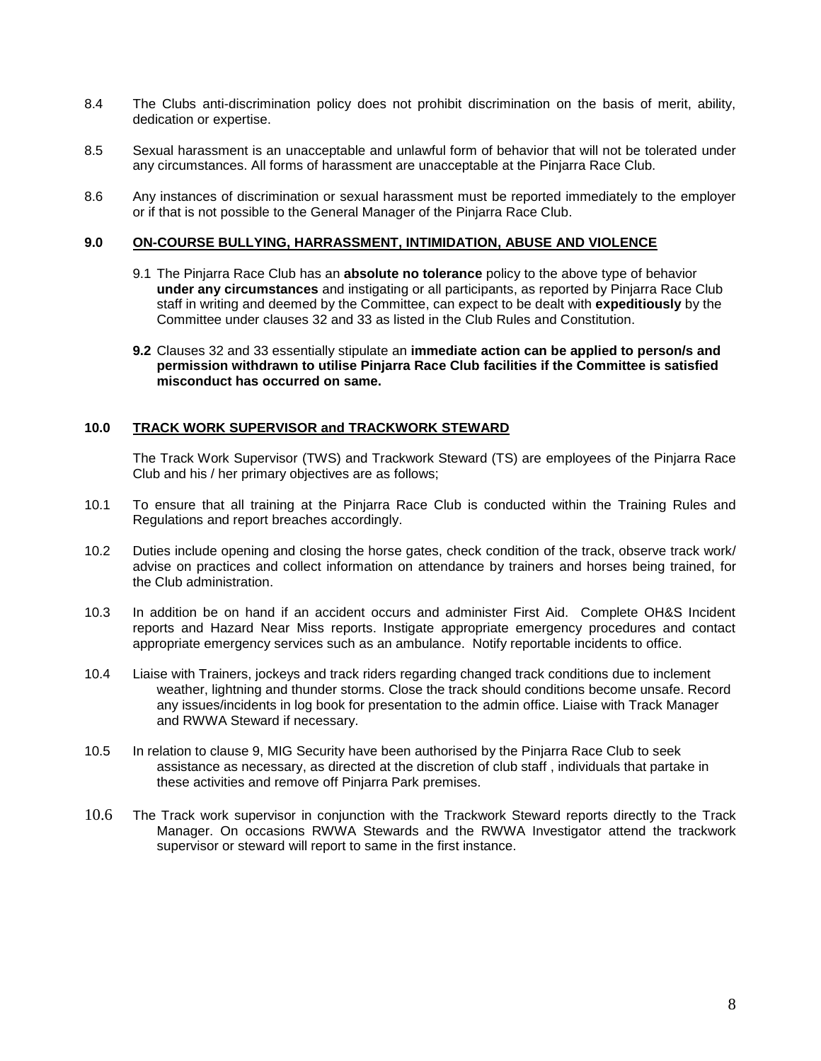8.4 The Clubs anti-discrimination policy does not prohibit discrimination on the basis of merit, ability, dedication or expertise.

8.5 Sexual harassment is an unacceptable and unlawful form of behavior that will not be tolerated under any circumstances. All forms of harassment are unacceptable at the Pinjarra Race Club.

8.6 Any instances of discrimination or sexual harassment must be reported immediately to the employer or if that is not possible to the General Manager of the Pinjarra Race Club.

## 9.0 ON-COURSE BULLYING, HARRASSMENT, INTIMIDATION, ABUSE AND VIOLENCE

9.1 The Pinjarra Race Club has an **absolute no tolerance** policy to the above type of behavior **under any circumstances** and instigating or all participants, as reported by Pinjarra Race Club staff in writing and deemed by the Committee, can expect to be dealt with **expeditiously** by the Committee under clauses 32 and 33 as listed in the Club Rules and Constitution.

**9.2** Clauses 32 and 33 essentially stipulate an **immediate action can be applied to person/s and permission withdrawn to utilise Pinjarra Race Club facilities if the Committee is satisfied misconduct has occurred on same.**

## 10.0 TRACK WORK SUPERVISOR and TRACKWORK STEWARD

The Track Work Supervisor (TWS) and Trackwork Steward (TS) are employees of the Pinjarra Race Club and his / her primary objectives are as follows;

10.1 To ensure that all training at the Pinjarra Race Club is conducted within the Training Rules and Regulations and report breaches accordingly.

10.2 Duties include opening and closing the horse gates, check condition of the track, observe track work/ advise on practices and collect information on attendance by trainers and horses being trained, for the Club administration.

10.3 In addition be on hand if an accident occurs and administer First Aid. Complete OH&S Incident reports and Hazard Near Miss reports. Instigate appropriate emergency procedures and contact appropriate emergency services such as an ambulance. Notify reportable incidents to office.

10.4 Liaise with Trainers, jockeys and track riders regarding changed track conditions due to inclement weather, lightning and thunder storms. Close the track should conditions become unsafe. Record any issues/incidents in log book for presentation to the admin office. Liaise with Track Manager and RWWA Steward if necessary.

10.5 In relation to clause 9, MIG Security have been authorised by the Pinjarra Race Club to seek assistance as necessary, as directed at the discretion of club staff , individuals that partake in these activities and remove off Pinjarra Park premises.

10.6 The Track work supervisor in conjunction with the Trackwork Steward reports directly to the Track Manager. On occasions RWWA Stewards and the RWWA Investigator attend the trackwork supervisor or steward will report to same in the first instance.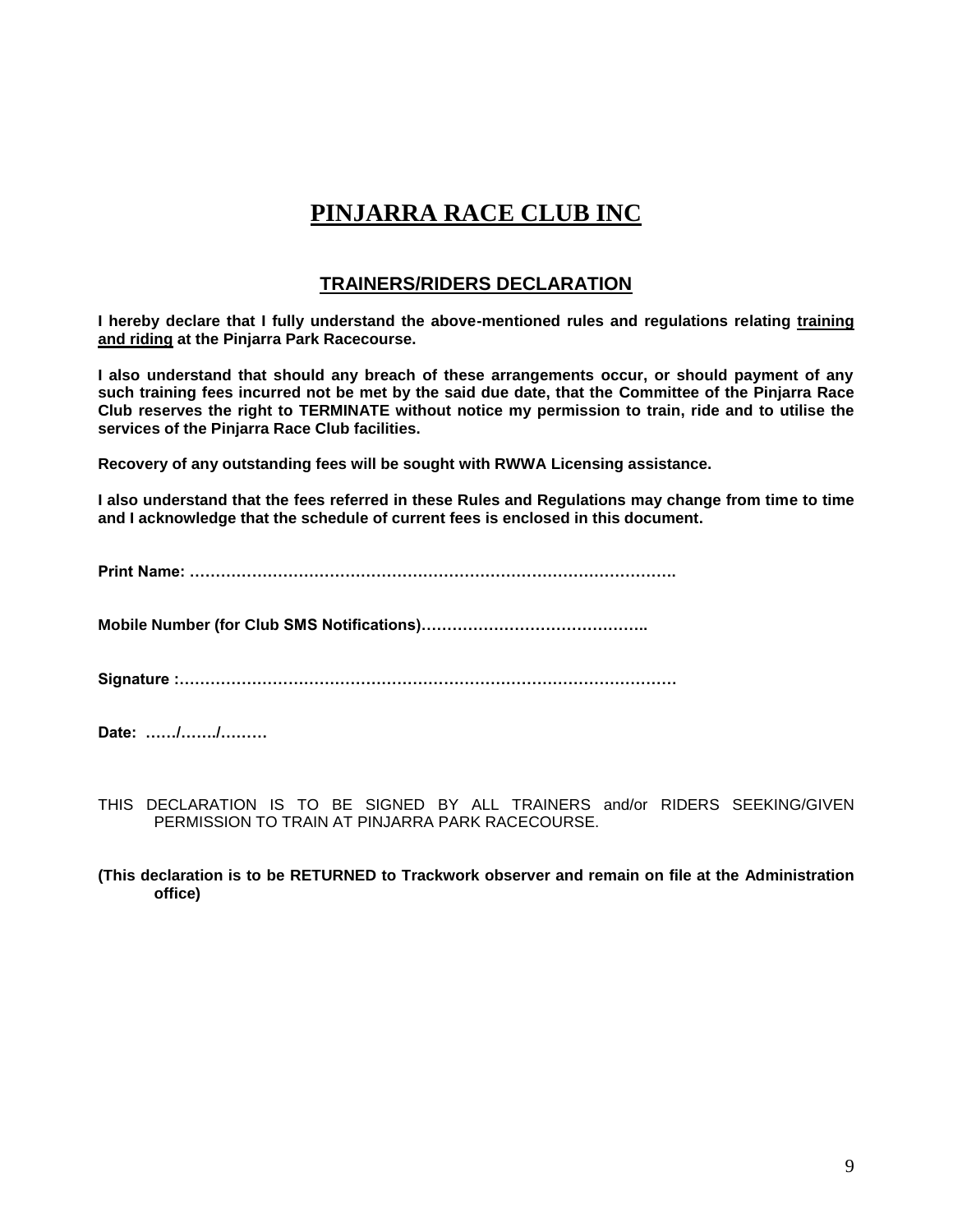# PINJARRA RACE CLUB INC

## TRAINERS/RIDERS DECLARATION

**I hereby declare that I fully understand the above-mentioned rules and regulations relating <u>training and riding</u> at the Pinjarra Park Racecourse.**

**I also understand that should any breach of these arrangements occur, or should payment of any such training fees incurred not be met by the said due date, that the Committee of the Pinjarra Race Club reserves the right to TERMINATE without notice my permission to train, ride and to utilise the services of the Pinjarra Race Club facilities.**

**Recovery of any outstanding fees will be sought with RWWA Licensing assistance.**

**I also understand that the fees referred in these Rules and Regulations may change from time to time and I acknowledge that the schedule of current fees is enclosed in this document.**

**Print Name: ……………………………………………………………………………….**

**Mobile Number (for Club SMS Notifications)……………………………………..**

**Signature :…………………………………………………………………………………**

**Date: ……/……./………**

THIS DECLARATION IS TO BE SIGNED BY ALL TRAINERS and/or RIDERS SEEKING/GIVEN PERMISSION TO TRAIN AT PINJARRA PARK RACECOURSE.

**(This declaration is to be RETURNED to Trackwork observer and remain on file at the Administration office)**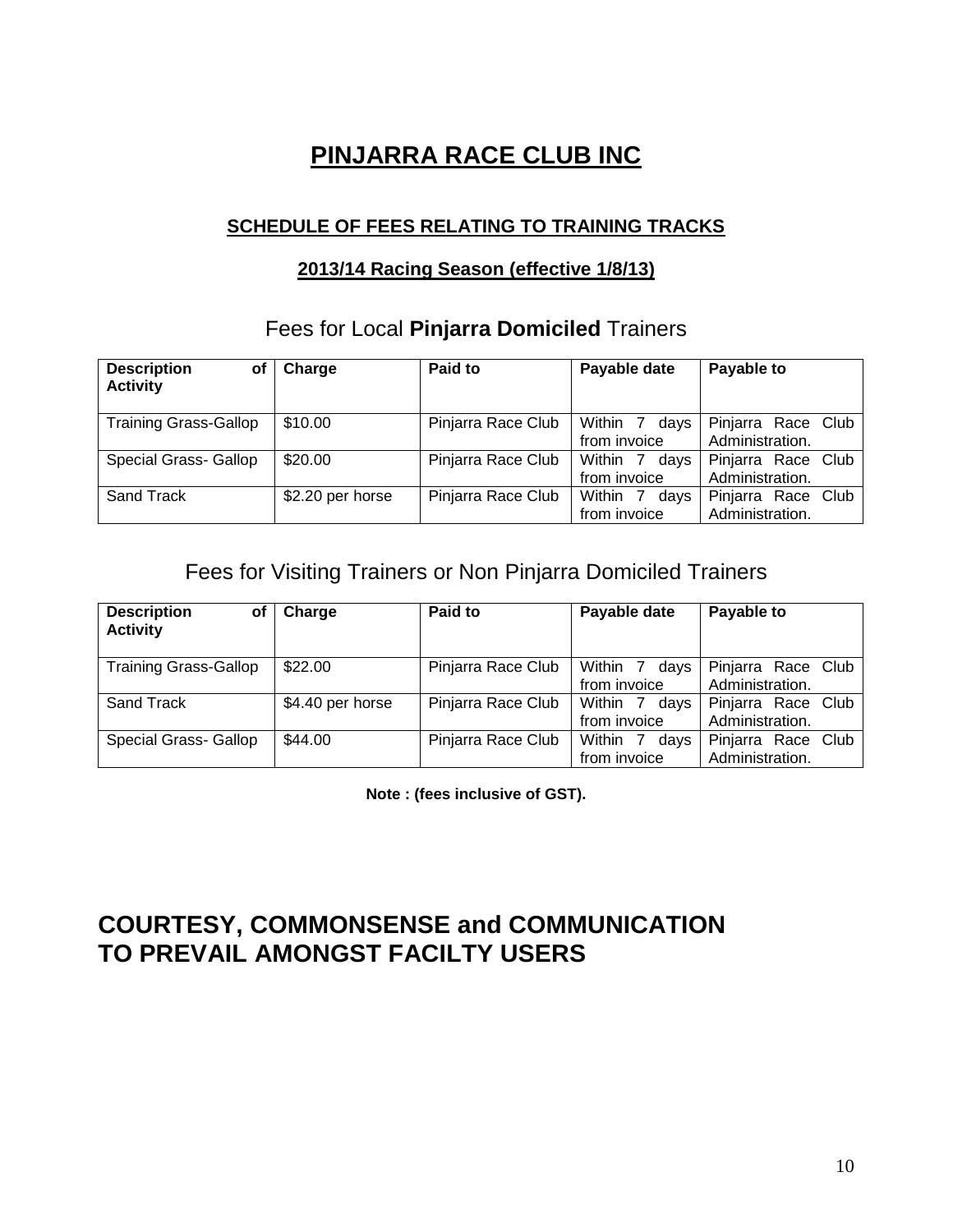# PINJARRA RACE CLUB INC

## SCHEDULE OF FEES RELATING TO TRAINING TRACKS

### 2013/14 Racing Season (effective 1/8/13)

### Fees for Local **Pinjarra Domiciled** Trainers

| Description of Activity | Charge | Paid to | Payable date | Payable to |
|---|---|---|---|---|
| Training Grass-Gallop | $10.00 | Pinjarra Race Club | Within 7 days from invoice | Pinjarra Race Club Administration. |
| Special Grass- Gallop | $20.00 | Pinjarra Race Club | Within 7 days from invoice | Pinjarra Race Club Administration. |
| Sand Track | $2.20 per horse | Pinjarra Race Club | Within 7 days from invoice | Pinjarra Race Club Administration. |

### Fees for Visiting Trainers or Non Pinjarra Domiciled Trainers

| Description of Activity | Charge | Paid to | Payable date | Payable to |
|---|---|---|---|---|
| Training Grass-Gallop | $22.00 | Pinjarra Race Club | Within 7 days from invoice | Pinjarra Race Club Administration. |
| Sand Track | $4.40 per horse | Pinjarra Race Club | Within 7 days from invoice | Pinjarra Race Club Administration. |
| Special Grass- Gallop | $44.00 | Pinjarra Race Club | Within 7 days from invoice | Pinjarra Race Club Administration. |

**Note : (fees inclusive of GST).**

## COURTESY, COMMONSENSE and COMMUNICATION TO PREVAIL AMONGST FACILTY USERS